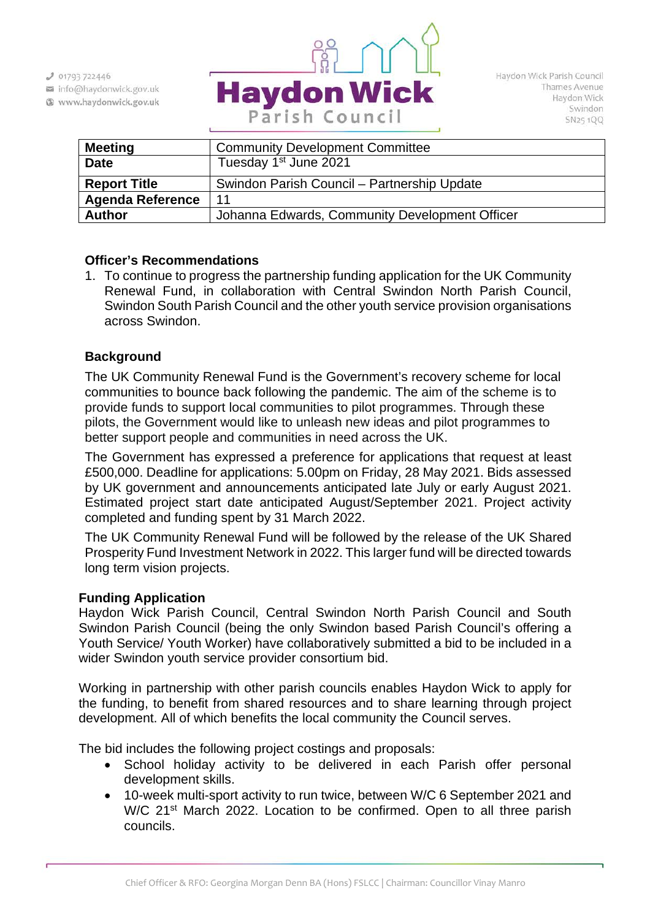| Meeting | Community Development Committee |
|---|---|
| Date | Tuesday 1st June 2021 |
| Report Title | Swindon Parish Council – Partnership Update |
| Agenda Reference | 11 |
| Author | Johanna Edwards, Community Development Officer |

**Officer's Recommendations**

1. To continue to progress the partnership funding application for the UK Community Renewal Fund, in collaboration with Central Swindon North Parish Council, Swindon South Parish Council and the other youth service provision organisations across Swindon.

**Background**

The UK Community Renewal Fund is the Government's recovery scheme for local communities to bounce back following the pandemic. The aim of the scheme is to provide funds to support local communities to pilot programmes. Through these pilots, the Government would like to unleash new ideas and pilot programmes to better support people and communities in need across the UK.

The Government has expressed a preference for applications that request at least £500,000. Deadline for applications: 5.00pm on Friday, 28 May 2021. Bids assessed by UK government and announcements anticipated late July or early August 2021. Estimated project start date anticipated August/September 2021. Project activity completed and funding spent by 31 March 2022.

The UK Community Renewal Fund will be followed by the release of the UK Shared Prosperity Fund Investment Network in 2022. This larger fund will be directed towards long term vision projects.

**Funding Application**

Haydon Wick Parish Council, Central Swindon North Parish Council and South Swindon Parish Council (being the only Swindon based Parish Council's offering a Youth Service/ Youth Worker) have collaboratively submitted a bid to be included in a wider Swindon youth service provider consortium bid.

Working in partnership with other parish councils enables Haydon Wick to apply for the funding, to benefit from shared resources and to share learning through project development. All of which benefits the local community the Council serves.

The bid includes the following project costings and proposals:

- School holiday activity to be delivered in each Parish offer personal development skills.
- 10-week multi-sport activity to run twice, between W/C 6 September 2021 and W/C 21st March 2022. Location to be confirmed. Open to all three parish councils.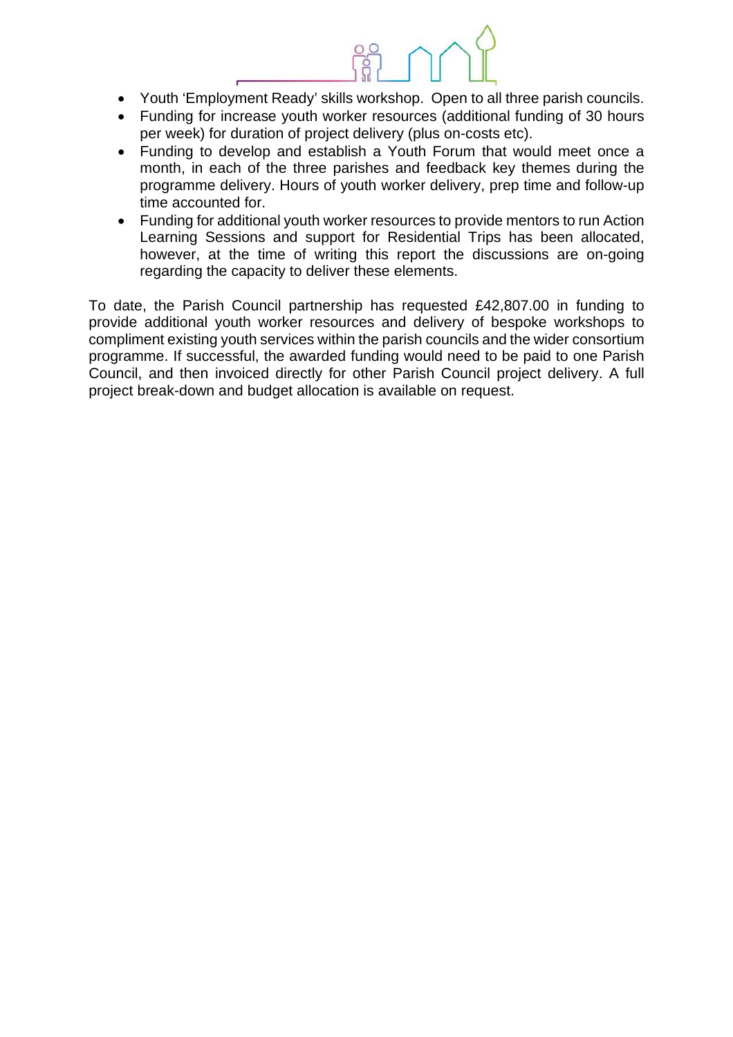- Youth 'Employment Ready' skills workshop. Open to all three parish councils.
- Funding for increase youth worker resources (additional funding of 30 hours per week) for duration of project delivery (plus on-costs etc).
- Funding to develop and establish a Youth Forum that would meet once a month, in each of the three parishes and feedback key themes during the programme delivery. Hours of youth worker delivery, prep time and follow-up time accounted for.
- Funding for additional youth worker resources to provide mentors to run Action Learning Sessions and support for Residential Trips has been allocated, however, at the time of writing this report the discussions are on-going regarding the capacity to deliver these elements.

To date, the Parish Council partnership has requested £42,807.00 in funding to provide additional youth worker resources and delivery of bespoke workshops to compliment existing youth services within the parish councils and the wider consortium programme. If successful, the awarded funding would need to be paid to one Parish Council, and then invoiced directly for other Parish Council project delivery. A full project break-down and budget allocation is available on request.